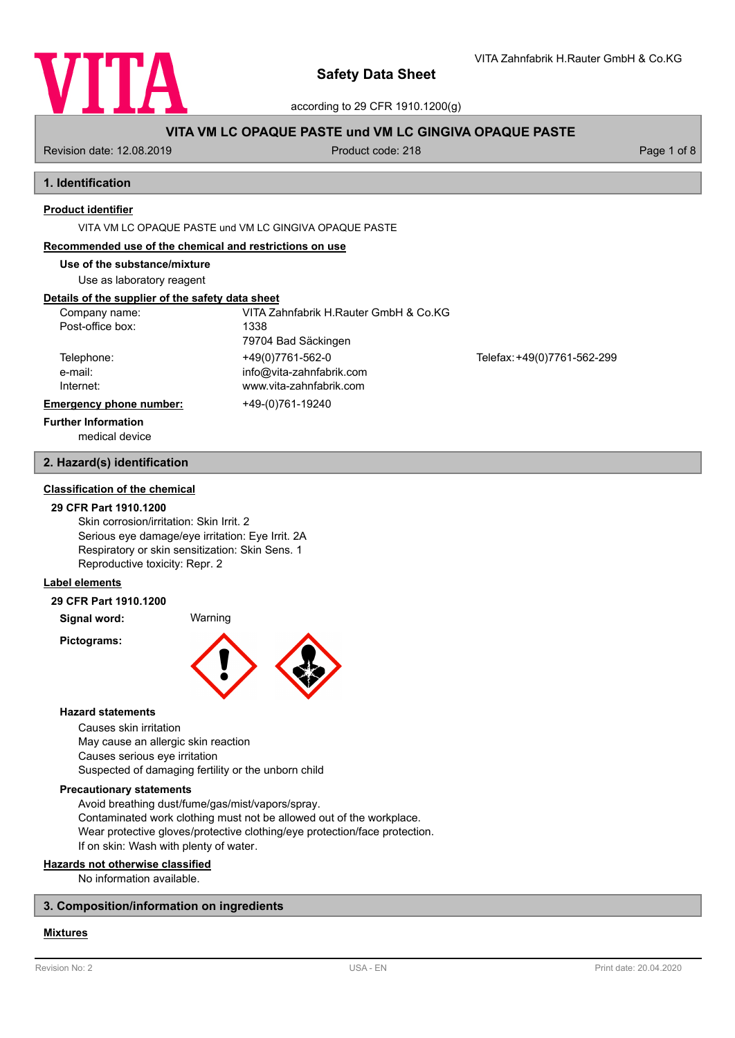# Safety Data Sheet

according to 29 CFR 1910.1200(g)

VITA Zahnfabrik H.Rauter GmbH & Co.KG

**VITA VM LC OPAQUE PASTE und VM LC GINGIVA OPAQUE PASTE**

Revision date: 12.08.2019 | Product code: 218

## 1. Identification

**Product identifier**

VITA VM LC OPAQUE PASTE und VM LC GINGIVA OPAQUE PASTE

**Recommended use of the chemical and restrictions on use**

**Use of the substance/mixture**

Use as laboratory reagent

**Details of the supplier of the safety data sheet**

| | | |
|---|---|---|
| Company name: | VITA Zahnfabrik H.Rauter GmbH & Co.KG | |
| Post-office box: | 1338 | |
| | 79704 Bad Säckingen | |
| Telephone: | +49(0)7761-562-0 | Telefax: +49(0)7761-562-299 |
| e-mail: | info@vita-zahnfabrik.com | |
| Internet: | www.vita-zahnfabrik.com | |

**Emergency phone number:** +49-(0)761-19240

**Further Information**

medical device

## 2. Hazard(s) identification

**Classification of the chemical**

**29 CFR Part 1910.1200**

Skin corrosion/irritation: Skin Irrit. 2
Serious eye damage/eye irritation: Eye Irrit. 2A
Respiratory or skin sensitization: Skin Sens. 1
Reproductive toxicity: Repr. 2

**Label elements**

**29 CFR Part 1910.1200**

**Signal word:** Warning

**Pictograms:**

**Hazard statements**

Causes skin irritation
May cause an allergic skin reaction
Causes serious eye irritation
Suspected of damaging fertility or the unborn child

**Precautionary statements**

Avoid breathing dust/fume/gas/mist/vapors/spray.
Contaminated work clothing must not be allowed out of the workplace.
Wear protective gloves/protective clothing/eye protection/face protection.
If on skin: Wash with plenty of water.

**Hazards not otherwise classified**

No information available.

## 3. Composition/information on ingredients

**Mixtures**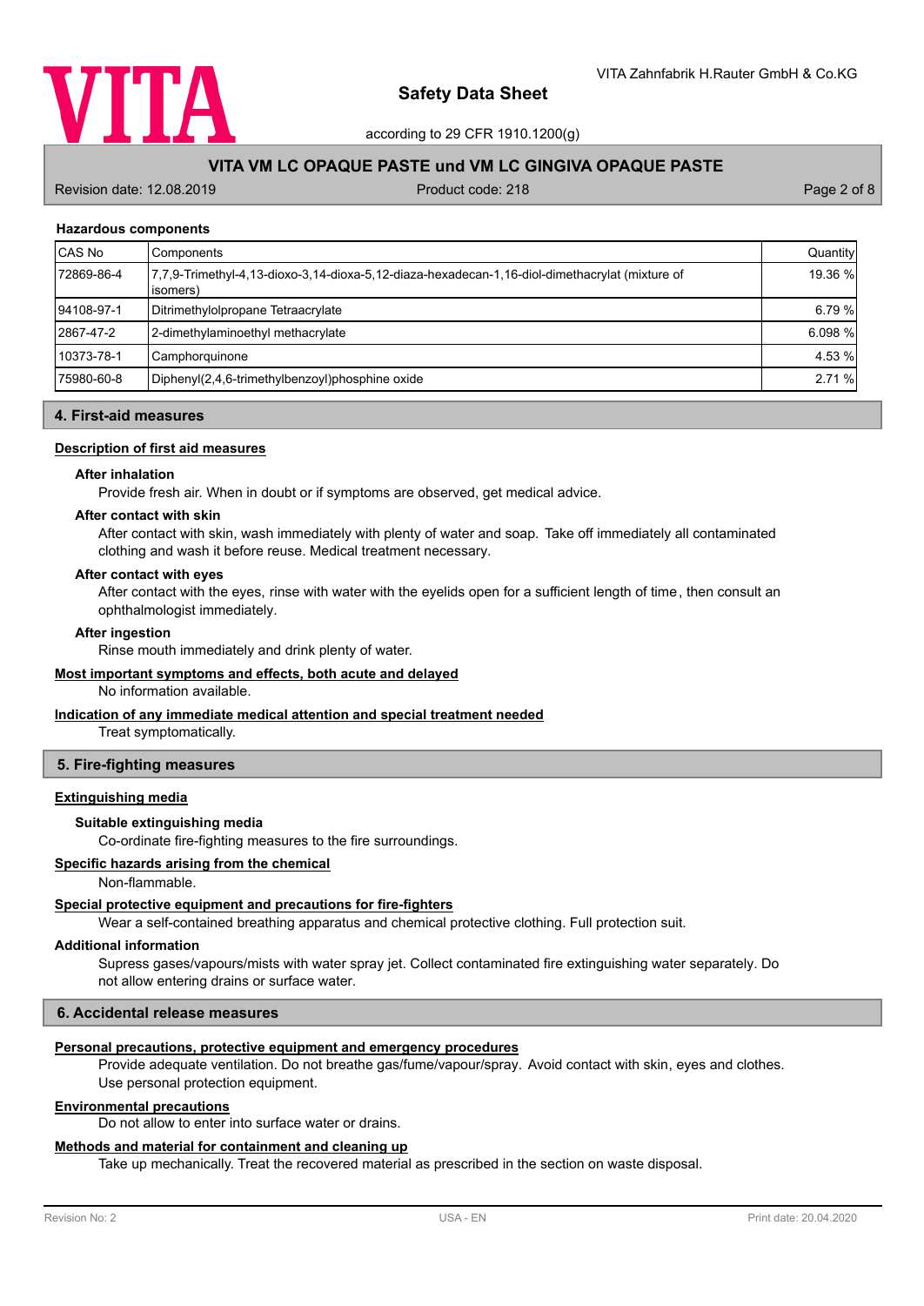### Hazardous components

| CAS No | Components | Quantity |
|---|---|---|
| 72869-86-4 | 7,7,9-Trimethyl-4,13-dioxo-3,14-dioxa-5,12-diaza-hexadecan-1,16-diol-dimethacrylat (mixture of isomers) | 19.36 % |
| 94108-97-1 | Ditrimethylolpropane Tetraacrylate | 6.79 % |
| 2867-47-2 | 2-dimethylaminoethyl methacrylate | 6.098 % |
| 10373-78-1 | Camphorquinone | 4.53 % |
| 75980-60-8 | Diphenyl(2,4,6-trimethylbenzoyl)phosphine oxide | 2.71 % |

## 4. First-aid measures

### Description of first aid measures

**After inhalation**

Provide fresh air. When in doubt or if symptoms are observed, get medical advice.

**After contact with skin**

After contact with skin, wash immediately with plenty of water and soap. Take off immediately all contaminated clothing and wash it before reuse. Medical treatment necessary.

**After contact with eyes**

After contact with the eyes, rinse with water with the eyelids open for a sufficient length of time, then consult an ophthalmologist immediately.

**After ingestion**

Rinse mouth immediately and drink plenty of water.

### Most important symptoms and effects, both acute and delayed

No information available.

### Indication of any immediate medical attention and special treatment needed

Treat symptomatically.

## 5. Fire-fighting measures

### Extinguishing media

**Suitable extinguishing media**

Co-ordinate fire-fighting measures to the fire surroundings.

### Specific hazards arising from the chemical

Non-flammable.

### Special protective equipment and precautions for fire-fighters

Wear a self-contained breathing apparatus and chemical protective clothing. Full protection suit.

### Additional information

Supress gases/vapours/mists with water spray jet. Collect contaminated fire extinguishing water separately. Do not allow entering drains or surface water.

## 6. Accidental release measures

### Personal precautions, protective equipment and emergency procedures

Provide adequate ventilation. Do not breathe gas/fume/vapour/spray. Avoid contact with skin, eyes and clothes. Use personal protection equipment.

### Environmental precautions

Do not allow to enter into surface water or drains.

### Methods and material for containment and cleaning up

Take up mechanically. Treat the recovered material as prescribed in the section on waste disposal.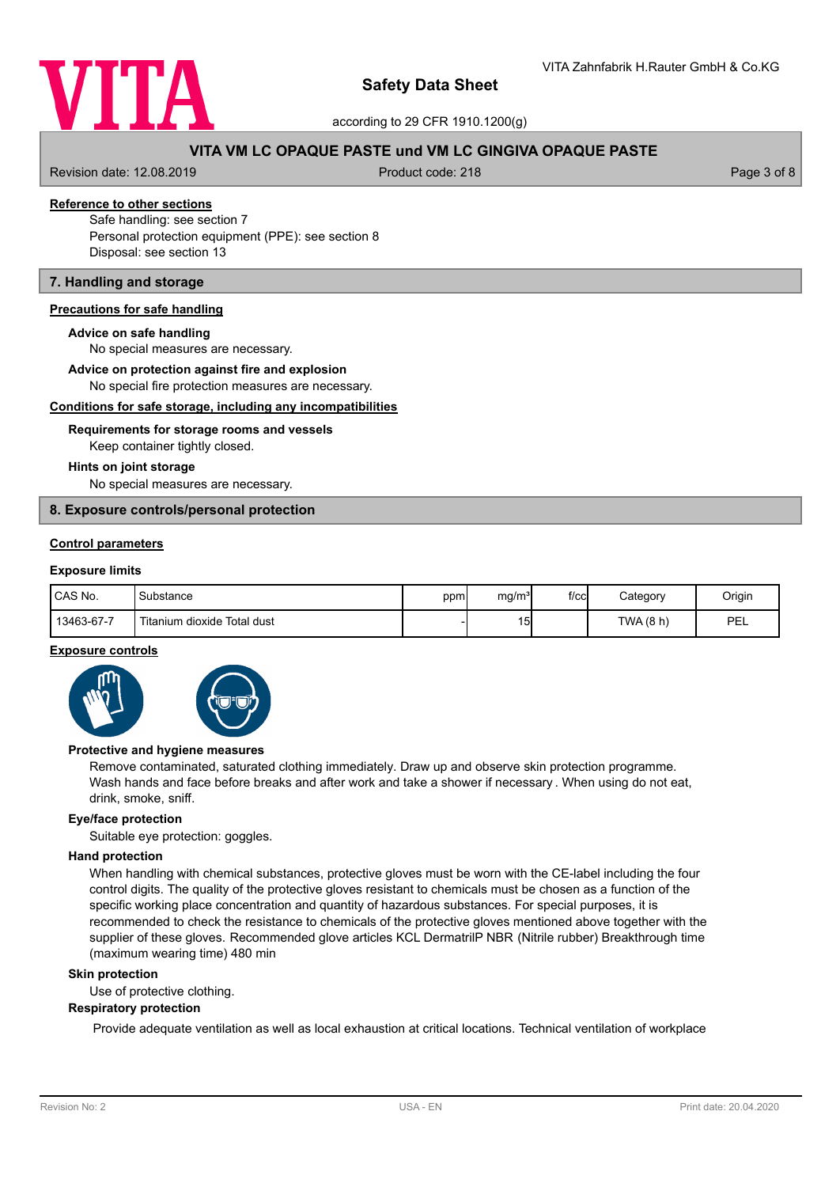#### Reference to other sections

Safe handling: see section 7
Personal protection equipment (PPE): see section 8
Disposal: see section 13

## 7. Handling and storage

#### Precautions for safe handling

**Advice on safe handling**

No special measures are necessary.

**Advice on protection against fire and explosion**

No special fire protection measures are necessary.

#### Conditions for safe storage, including any incompatibilities

**Requirements for storage rooms and vessels**

Keep container tightly closed.

**Hints on joint storage**

No special measures are necessary.

## 8. Exposure controls/personal protection

#### Control parameters

**Exposure limits**

| CAS No. | Substance | ppm | mg/m³ | f/cc | Category | Origin |
|---|---|---|---|---|---|---|
| 13463-67-7 | Titanium dioxide Total dust | - | 15 | | TWA (8 h) | PEL |

#### Exposure controls

**Protective and hygiene measures**

Remove contaminated, saturated clothing immediately. Draw up and observe skin protection programme. Wash hands and face before breaks and after work and take a shower if necessary . When using do not eat, drink, smoke, sniff.

**Eye/face protection**

Suitable eye protection: goggles.

**Hand protection**

When handling with chemical substances, protective gloves must be worn with the CE-label including the four control digits. The quality of the protective gloves resistant to chemicals must be chosen as a function of the specific working place concentration and quantity of hazardous substances. For special purposes, it is recommended to check the resistance to chemicals of the protective gloves mentioned above together with the supplier of these gloves. Recommended glove articles KCL DermatrilP NBR (Nitrile rubber) Breakthrough time (maximum wearing time) 480 min

**Skin protection**

Use of protective clothing.

**Respiratory protection**

Provide adequate ventilation as well as local exhaustion at critical locations. Technical ventilation of workplace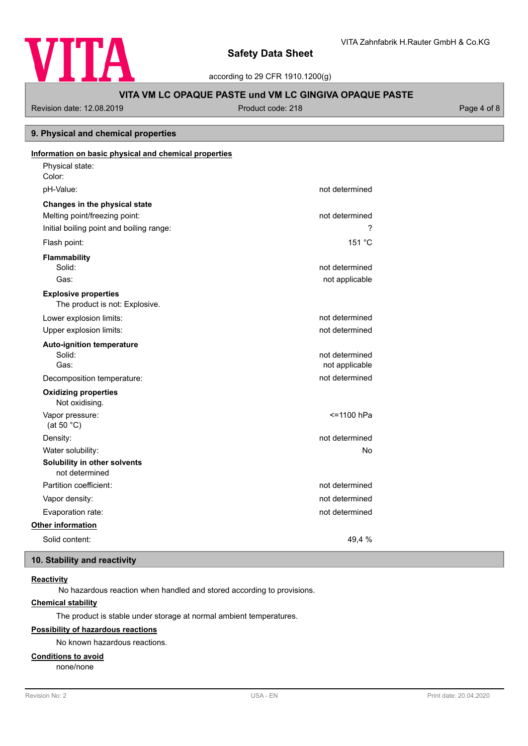## 9. Physical and chemical properties

**Information on basic physical and chemical properties**

| Property | Value |
|---|---|
| Physical state: | |
| Color: | |
| pH-Value: | not determined |
| **Changes in the physical state** | |
| Melting point/freezing point: | not determined |
| Initial boiling point and boiling range: | ? |
| Flash point: | 151 °C |
| **Flammability** | |
| Solid: | not determined |
| Gas: | not applicable |
| **Explosive properties** | |
| The product is not: Explosive. | |
| Lower explosion limits: | not determined |
| Upper explosion limits: | not determined |
| **Auto-ignition temperature** | |
| Solid: | not determined |
| Gas: | not applicable |
| Decomposition temperature: | not determined |
| **Oxidizing properties** | |
| Not oxidising. | |
| Vapor pressure: (at 50 °C) | <=1100 hPa |
| Density: | not determined |
| Water solubility: | No |
| **Solubility in other solvents** | |
| not determined | |
| Partition coefficient: | not determined |
| Vapor density: | not determined |
| Evaporation rate: | not determined |

**Other information**

| Property | Value |
|---|---|
| Solid content: | 49,4 % |

## 10. Stability and reactivity

**Reactivity**

No hazardous reaction when handled and stored according to provisions.

**Chemical stability**

The product is stable under storage at normal ambient temperatures.

**Possibility of hazardous reactions**

No known hazardous reactions.

**Conditions to avoid**

none/none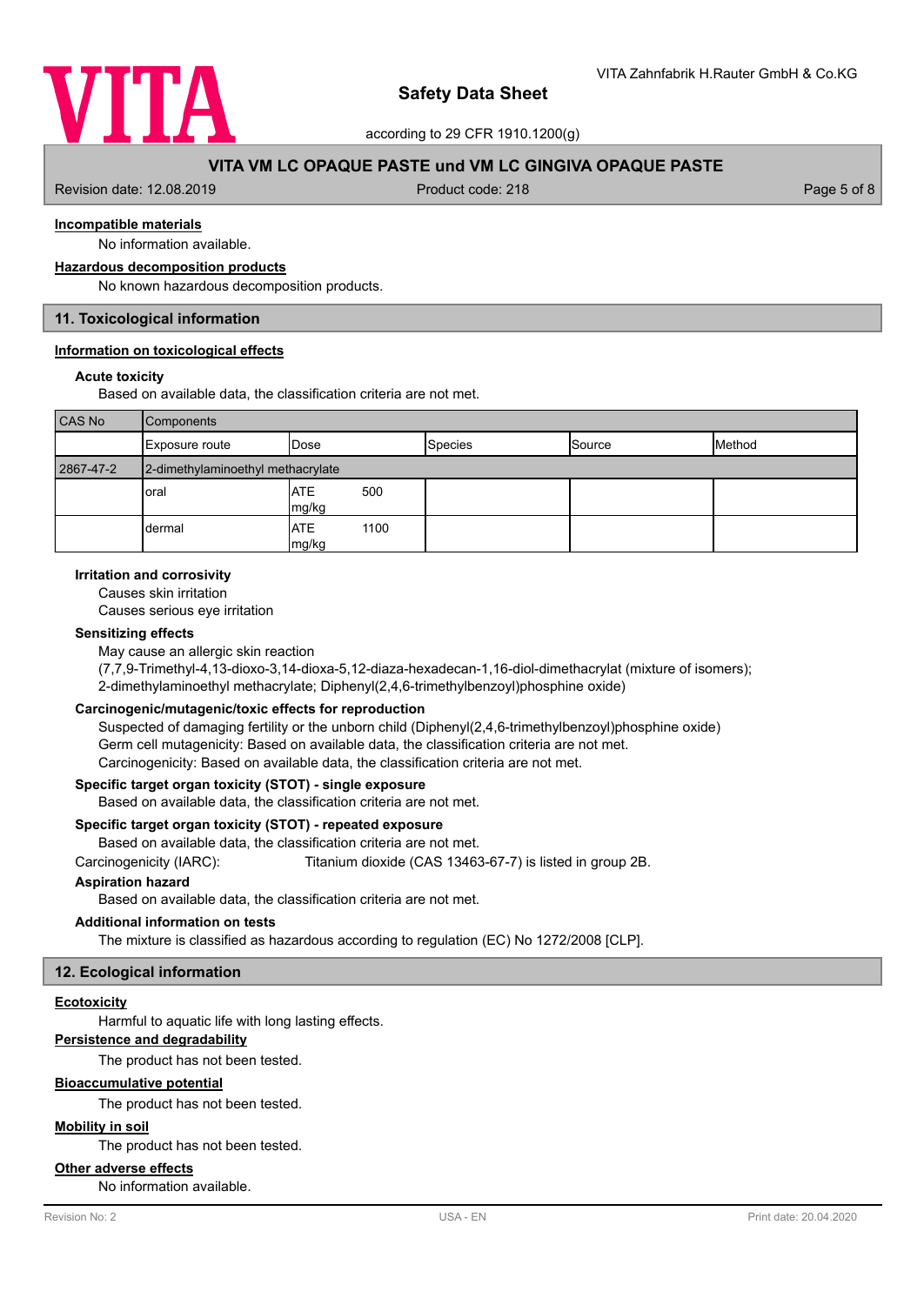#### Incompatible materials

No information available.

#### Hazardous decomposition products

No known hazardous decomposition products.

## 11. Toxicological information

#### Information on toxicological effects

**Acute toxicity**

Based on available data, the classification criteria are not met.

| CAS No | Components | | | | |
|---|---|---|---|---|---|
| | Exposure route | Dose | Species | Source | Method |
| 2867-47-2 | 2-dimethylaminoethyl methacrylate | | | | |
| | oral | ATE 500 mg/kg | | | |
| | dermal | ATE 1100 mg/kg | | | |

**Irritation and corrosivity**

Causes skin irritation

Causes serious eye irritation

**Sensitizing effects**

May cause an allergic skin reaction

(7,7,9-Trimethyl-4,13-dioxo-3,14-dioxa-5,12-diaza-hexadecan-1,16-diol-dimethacrylat (mixture of isomers); 2-dimethylaminoethyl methacrylate; Diphenyl(2,4,6-trimethylbenzoyl)phosphine oxide)

**Carcinogenic/mutagenic/toxic effects for reproduction**

Suspected of damaging fertility or the unborn child (Diphenyl(2,4,6-trimethylbenzoyl)phosphine oxide)

Germ cell mutagenicity: Based on available data, the classification criteria are not met.

Carcinogenicity: Based on available data, the classification criteria are not met.

**Specific target organ toxicity (STOT) - single exposure**

Based on available data, the classification criteria are not met.

**Specific target organ toxicity (STOT) - repeated exposure**

Based on available data, the classification criteria are not met.

Carcinogenicity (IARC): Titanium dioxide (CAS 13463-67-7) is listed in group 2B.

**Aspiration hazard**

Based on available data, the classification criteria are not met.

**Additional information on tests**

The mixture is classified as hazardous according to regulation (EC) No 1272/2008 [CLP].

## 12. Ecological information

#### Ecotoxicity

Harmful to aquatic life with long lasting effects.

#### Persistence and degradability

The product has not been tested.

#### Bioaccumulative potential

The product has not been tested.

#### Mobility in soil

The product has not been tested.

#### Other adverse effects

No information available.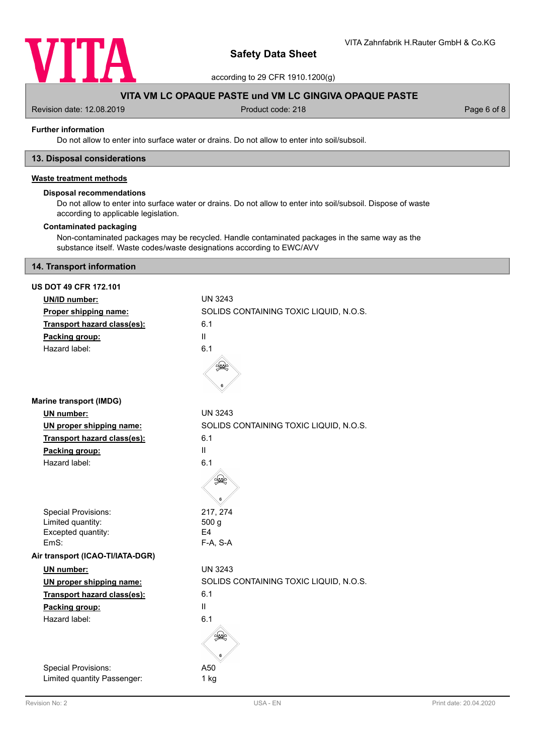**Further information**

Do not allow to enter into surface water or drains. Do not allow to enter into soil/subsoil.

## 13. Disposal considerations

**Waste treatment methods**

**Disposal recommendations**

Do not allow to enter into surface water or drains. Do not allow to enter into soil/subsoil. Dispose of waste according to applicable legislation.

**Contaminated packaging**

Non-contaminated packages may be recycled. Handle contaminated packages in the same way as the substance itself. Waste codes/waste designations according to EWC/AVV

## 14. Transport information

**US DOT 49 CFR 172.101**

| | |
|---|---|
| **UN/ID number:** | UN 3243 |
| **Proper shipping name:** | SOLIDS CONTAINING TOXIC LIQUID, N.O.S. |
| **Transport hazard class(es):** | 6.1 |
| **Packing group:** | II |
| Hazard label: | 6.1 |

**Marine transport (IMDG)**

| | |
|---|---|
| **UN number:** | UN 3243 |
| **UN proper shipping name:** | SOLIDS CONTAINING TOXIC LIQUID, N.O.S. |
| **Transport hazard class(es):** | 6.1 |
| **Packing group:** | II |
| Hazard label: | 6.1 |
| Special Provisions: | 217, 274 |
| Limited quantity: | 500 g |
| Excepted quantity: | E4 |
| EmS: | F-A, S-A |

**Air transport (ICAO-TI/IATA-DGR)**

| | |
|---|---|
| **UN number:** | UN 3243 |
| **UN proper shipping name:** | SOLIDS CONTAINING TOXIC LIQUID, N.O.S. |
| **Transport hazard class(es):** | 6.1 |
| **Packing group:** | II |
| Hazard label: | 6.1 |
| Special Provisions: | A50 |
| Limited quantity Passenger: | 1 kg |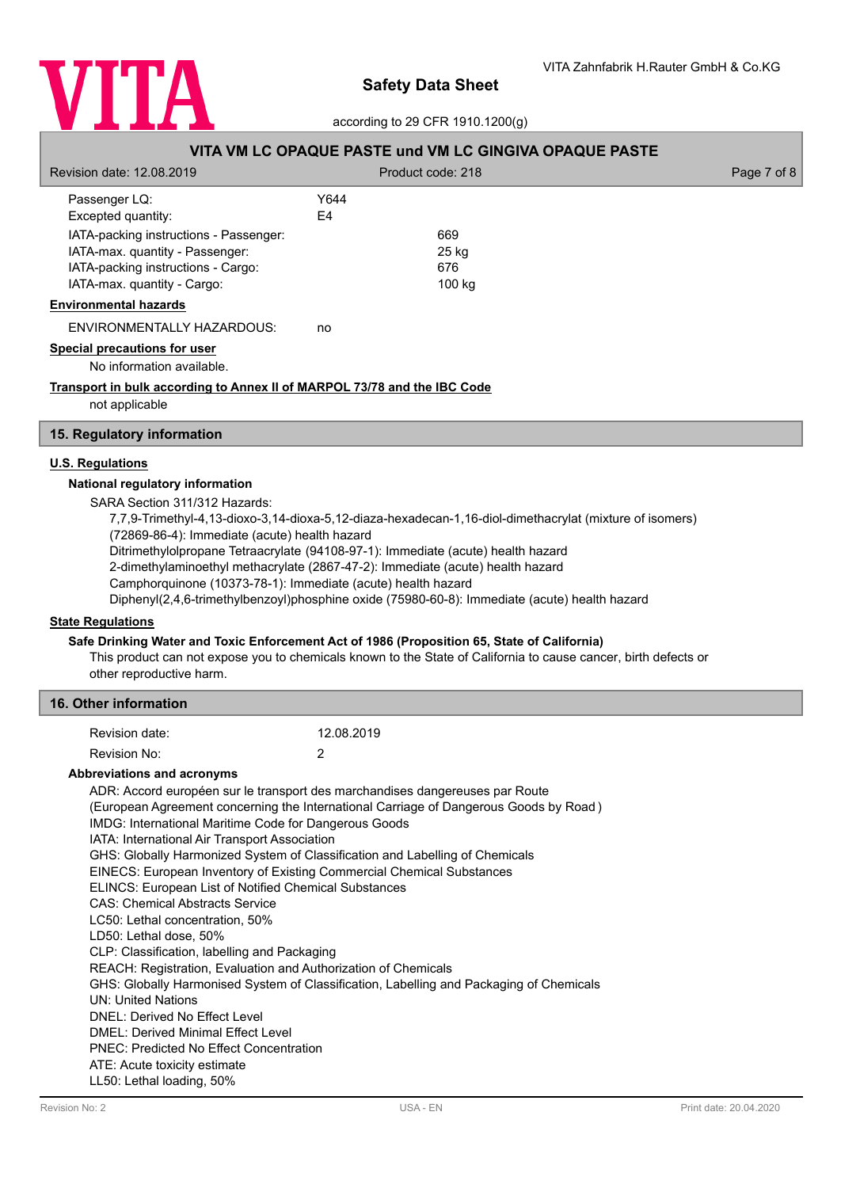| | |
|---|---|
| Passenger LQ: | Y644 |
| Excepted quantity: | E4 |
| IATA-packing instructions - Passenger: | 669 |
| IATA-max. quantity - Passenger: | 25 kg |
| IATA-packing instructions - Cargo: | 676 |
| IATA-max. quantity - Cargo: | 100 kg |

**Environmental hazards**

ENVIRONMENTALLY HAZARDOUS: no

**Special precautions for user**

No information available.

**Transport in bulk according to Annex II of MARPOL 73/78 and the IBC Code**

not applicable

## 15. Regulatory information

**U.S. Regulations**

### National regulatory information

SARA Section 311/312 Hazards:

7,7,9-Trimethyl-4,13-dioxo-3,14-dioxa-5,12-diaza-hexadecan-1,16-diol-dimethacrylat (mixture of isomers) (72869-86-4): Immediate (acute) health hazard
Ditrimethylolpropane Tetraacrylate (94108-97-1): Immediate (acute) health hazard
2-dimethylaminoethyl methacrylate (2867-47-2): Immediate (acute) health hazard
Camphorquinone (10373-78-1): Immediate (acute) health hazard
Diphenyl(2,4,6-trimethylbenzoyl)phosphine oxide (75980-60-8): Immediate (acute) health hazard

**State Regulations**

### Safe Drinking Water and Toxic Enforcement Act of 1986 (Proposition 65, State of California)

This product can not expose you to chemicals known to the State of California to cause cancer, birth defects or other reproductive harm.

## 16. Other information

| | |
|---|---|
| Revision date: | 12.08.2019 |
| Revision No: | 2 |

### Abbreviations and acronyms

ADR: Accord européen sur le transport des marchandises dangereuses par Route
(European Agreement concerning the International Carriage of Dangerous Goods by Road )
IMDG: International Maritime Code for Dangerous Goods
IATA: International Air Transport Association
GHS: Globally Harmonized System of Classification and Labelling of Chemicals
EINECS: European Inventory of Existing Commercial Chemical Substances
ELINCS: European List of Notified Chemical Substances
CAS: Chemical Abstracts Service
LC50: Lethal concentration, 50%
LD50: Lethal dose, 50%
CLP: Classification, labelling and Packaging
REACH: Registration, Evaluation and Authorization of Chemicals
GHS: Globally Harmonised System of Classification, Labelling and Packaging of Chemicals
UN: United Nations
DNEL: Derived No Effect Level
DMEL: Derived Minimal Effect Level
PNEC: Predicted No Effect Concentration
ATE: Acute toxicity estimate
LL50: Lethal loading, 50%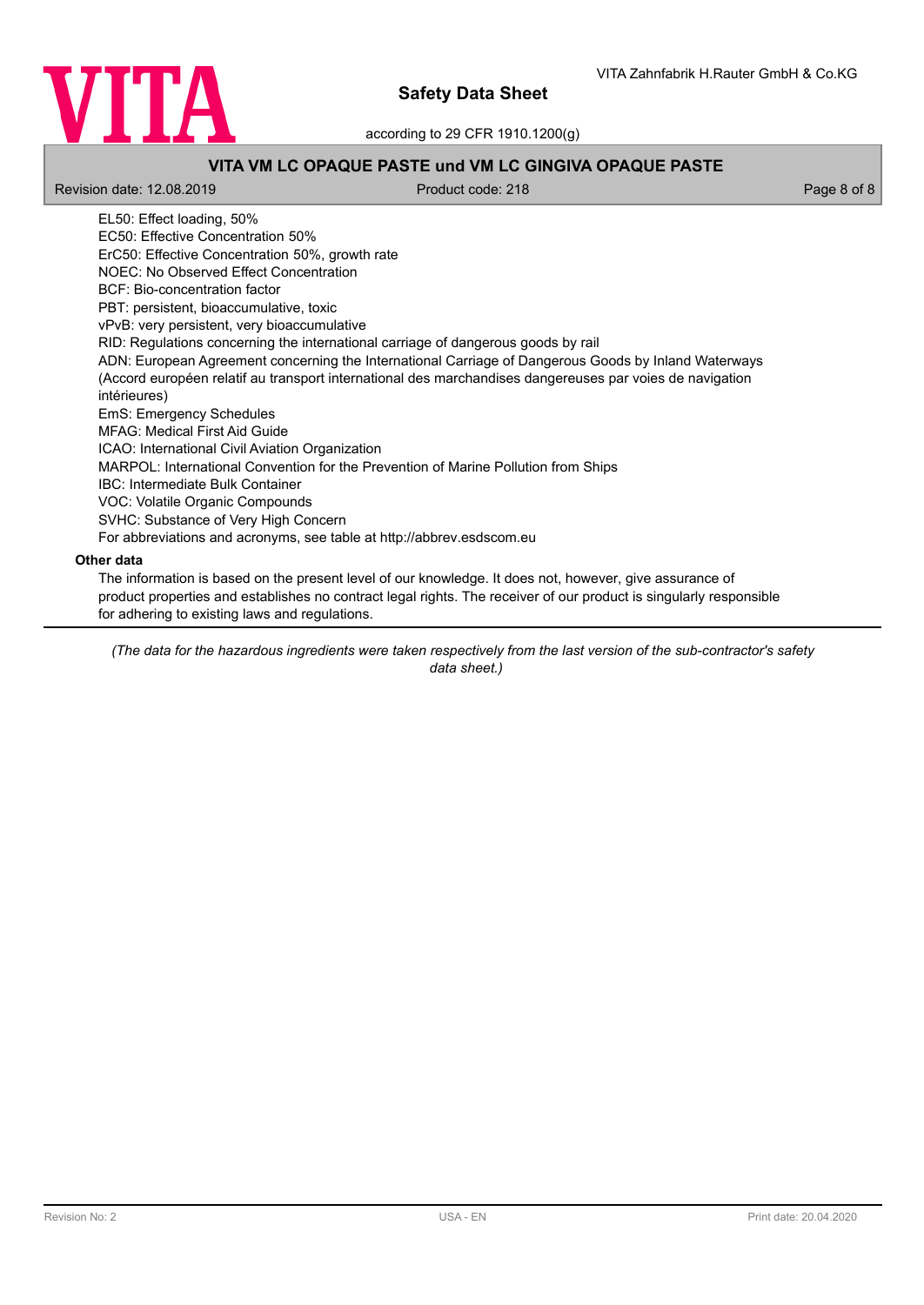EL50: Effect loading, 50%
EC50: Effective Concentration 50%
ErC50: Effective Concentration 50%, growth rate
NOEC: No Observed Effect Concentration
BCF: Bio-concentration factor
PBT: persistent, bioaccumulative, toxic
vPvB: very persistent, very bioaccumulative
RID: Regulations concerning the international carriage of dangerous goods by rail
ADN: European Agreement concerning the International Carriage of Dangerous Goods by Inland Waterways (Accord européen relatif au transport international des marchandises dangereuses par voies de navigation intérieures)
EmS: Emergency Schedules
MFAG: Medical First Aid Guide
ICAO: International Civil Aviation Organization
MARPOL: International Convention for the Prevention of Marine Pollution from Ships
IBC: Intermediate Bulk Container
VOC: Volatile Organic Compounds
SVHC: Substance of Very High Concern
For abbreviations and acronyms, see table at http://abbrev.esdscom.eu

**Other data**

The information is based on the present level of our knowledge. It does not, however, give assurance of product properties and establishes no contract legal rights. The receiver of our product is singularly responsible for adhering to existing laws and regulations.

---

*(The data for the hazardous ingredients were taken respectively from the last version of the sub-contractor's safety data sheet.)*